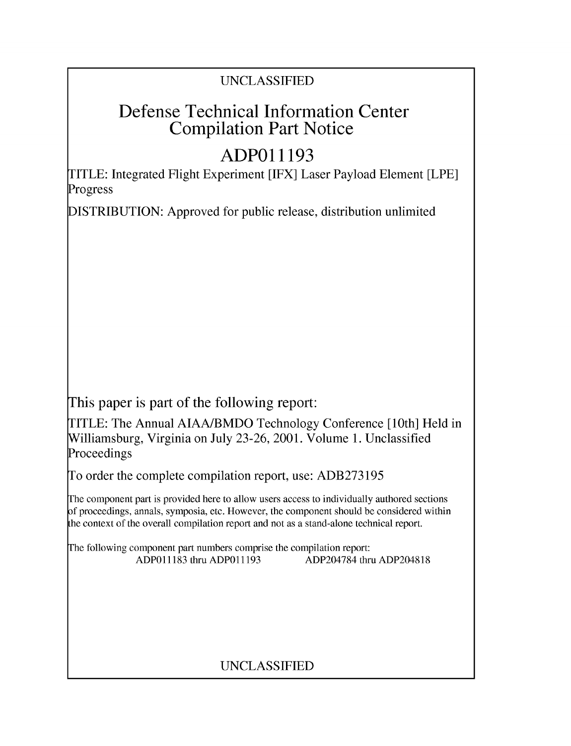UNCLASSIFIED

# Defense Technical Information Center Compilation Part Notice

# ADP011193

TITLE: Integrated Flight Experiment [IFX] Laser Payload Element [LPE] Progress

DISTRIBUTION: Approved for public release, distribution unlimited

This paper is part of the following report:

TITLE: The Annual AIAA/BMDO Technology Conference [10th] Held in Williamsburg, Virginia on July 23-26, 2001. Volume 1. Unclassified Proceedings

To order the complete compilation report, use: ADB273195

The component part is provided here to allow users access to individually authored sections of proceedings, annals, symposia, etc. However, the component should be considered within the context of the overall compilation report and not as a stand-alone technical report.

The following component part numbers comprise the compilation report:
ADP011183 thru ADP011193 ADP204784 thru ADP204818

UNCLASSIFIED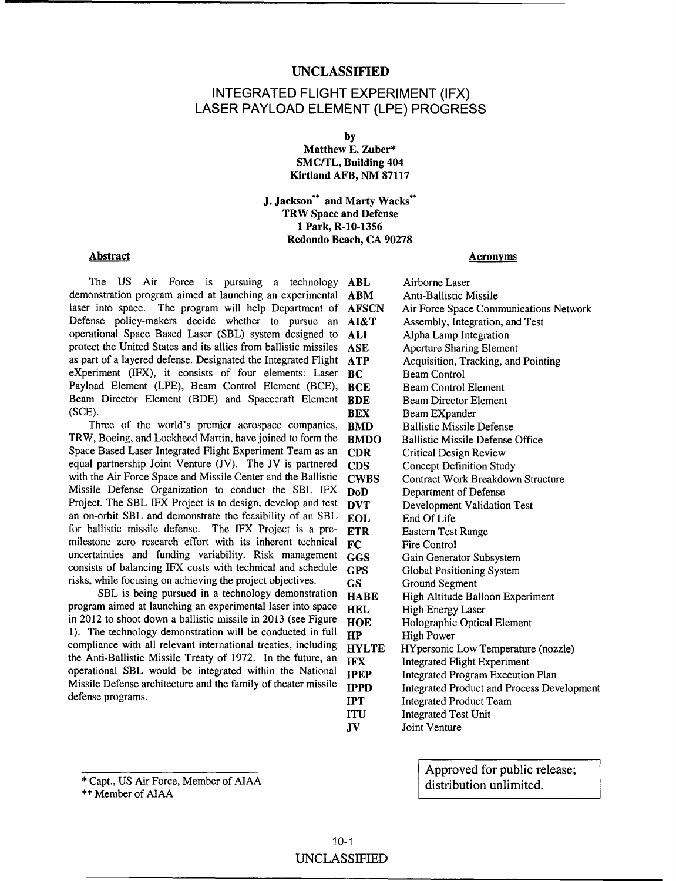**UNCLASSIFIED**

# INTEGRATED FLIGHT EXPERIMENT (IFX) LASER PAYLOAD ELEMENT (LPE) PROGRESS

by

**Matthew E. Zuber***
**SMC/TL, Building 404**
**Kirtland AFB, NM 87117**

**J. Jackson** and Marty Wacks****
**TRW Space and Defense**
**1 Park, R-10-1356**
**Redondo Beach, CA 90278**

## Abstract

The US Air Force is pursuing a technology demonstration program aimed at launching an experimental laser into space. The program will help Department of Defense policy-makers decide whether to pursue an operational Space Based Laser (SBL) system designed to protect the United States and its allies from ballistic missiles as part of a layered defense. Designated the Integrated Flight eXperiment (IFX), it consists of four elements: Laser Payload Element (LPE), Beam Control Element (BCE), Beam Director Element (BDE) and Spacecraft Element (SCE).

Three of the world's premier aerospace companies, TRW, Boeing, and Lockheed Martin, have joined to form the Space Based Laser Integrated Flight Experiment Team as an equal partnership Joint Venture (JV). The JV is partnered with the Air Force Space and Missile Center and the Ballistic Missile Defense Organization to conduct the SBL IFX Project. The SBL IFX Project is to design, develop and test an on-orbit SBL and demonstrate the feasibility of an SBL for ballistic missile defense. The IFX Project is a pre-milestone zero research effort with its inherent technical uncertainties and funding variability. Risk management consists of balancing IFX costs with technical and schedule risks, while focusing on achieving the project objectives.

SBL is being pursued in a technology demonstration program aimed at launching an experimental laser into space in 2012 to shoot down a ballistic missile in 2013 (see Figure 1). The technology demonstration will be conducted in full compliance with all relevant international treaties, including the Anti-Ballistic Missile Treaty of 1972. In the future, an operational SBL would be integrated within the National Missile Defense architecture and the family of theater missile defense programs.

## Acronyms

| | |
|---|---|
| **ABL** | Airborne Laser |
| **ABM** | Anti-Ballistic Missile |
| **AFSCN** | Air Force Space Communications Network |
| **AI&T** | Assembly, Integration, and Test |
| **ALI** | Alpha Lamp Integration |
| **ASE** | Aperture Sharing Element |
| **ATP** | Acquisition, Tracking, and Pointing |
| **BC** | Beam Control |
| **BCE** | Beam Control Element |
| **BDE** | Beam Director Element |
| **BEX** | Beam EXpander |
| **BMD** | Ballistic Missile Defense |
| **BMDO** | Ballistic Missile Defense Office |
| **CDR** | Critical Design Review |
| **CDS** | Concept Definition Study |
| **CWBS** | Contract Work Breakdown Structure |
| **DoD** | Department of Defense |
| **DVT** | Development Validation Test |
| **EOL** | End Of Life |
| **ETR** | Eastern Test Range |
| **FC** | Fire Control |
| **GGS** | Gain Generator Subsystem |
| **GPS** | Global Positioning System |
| **GS** | Ground Segment |
| **HABE** | High Altitude Balloon Experiment |
| **HEL** | High Energy Laser |
| **HOE** | Holographic Optical Element |
| **HP** | High Power |
| **HYLTE** | HYpersonic Low Temperature (nozzle) |
| **IFX** | Integrated Flight Experiment |
| **IPEP** | Integrated Program Execution Plan |
| **IPPD** | Integrated Product and Process Development |
| **IPT** | Integrated Product Team |
| **ITU** | Integrated Test Unit |
| **JV** | Joint Venture |

\* Capt., US Air Force, Member of AIAA

\*\* Member of AIAA

Approved for public release; distribution unlimited.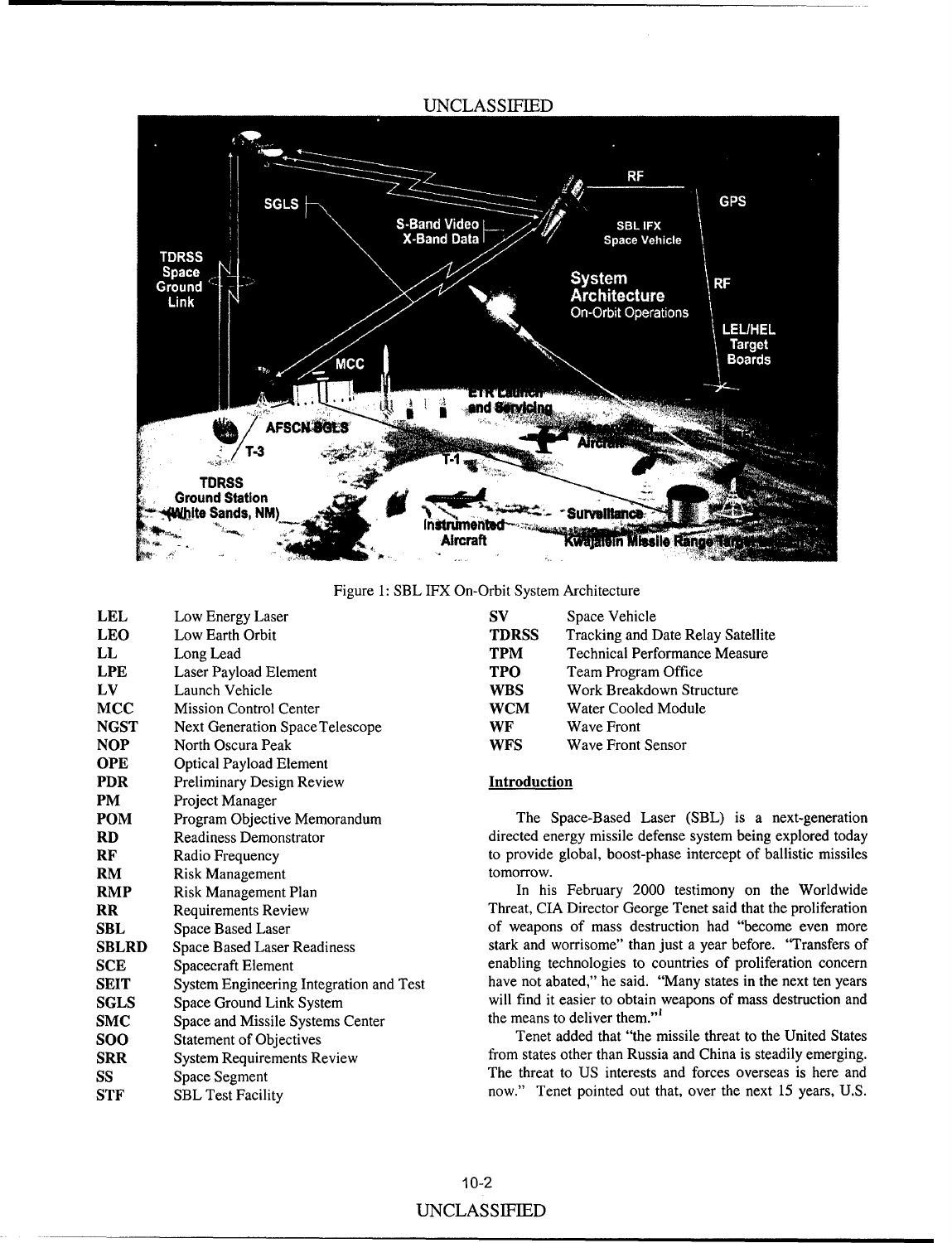Figure 1: SBL IFX On-Orbit System Architecture

| | |
|---|---|
| **LEL** | Low Energy Laser |
| **LEO** | Low Earth Orbit |
| **LL** | Long Lead |
| **LPE** | Laser Payload Element |
| **LV** | Launch Vehicle |
| **MCC** | Mission Control Center |
| **NGST** | Next Generation Space Telescope |
| **NOP** | North Oscura Peak |
| **OPE** | Optical Payload Element |
| **PDR** | Preliminary Design Review |
| **PM** | Project Manager |
| **POM** | Program Objective Memorandum |
| **RD** | Readiness Demonstrator |
| **RF** | Radio Frequency |
| **RM** | Risk Management |
| **RMP** | Risk Management Plan |
| **RR** | Requirements Review |
| **SBL** | Space Based Laser |
| **SBLRD** | Space Based Laser Readiness |
| **SCE** | Spacecraft Element |
| **SEIT** | System Engineering Integration and Test |
| **SGLS** | Space Ground Link System |
| **SMC** | Space and Missile Systems Center |
| **SOO** | Statement of Objectives |
| **SRR** | System Requirements Review |
| **SS** | Space Segment |
| **STF** | SBL Test Facility |
| **SV** | Space Vehicle |
| **TDRSS** | Tracking and Date Relay Satellite |
| **TPM** | Technical Performance Measure |
| **TPO** | Team Program Office |
| **WBS** | Work Breakdown Structure |
| **WCM** | Water Cooled Module |
| **WF** | Wave Front |
| **WFS** | Wave Front Sensor |

## Introduction

The Space-Based Laser (SBL) is a next-generation directed energy missile defense system being explored today to provide global, boost-phase intercept of ballistic missiles tomorrow.

In his February 2000 testimony on the Worldwide Threat, CIA Director George Tenet said that the proliferation of weapons of mass destruction had "become even more stark and worrisome" than just a year before. "Transfers of enabling technologies to countries of proliferation concern have not abated," he said. "Many states in the next ten years will find it easier to obtain weapons of mass destruction and the means to deliver them."[1]

Tenet added that "the missile threat to the United States from states other than Russia and China is steadily emerging. The threat to US interests and forces overseas is here and now." Tenet pointed out that, over the next 15 years, U.S.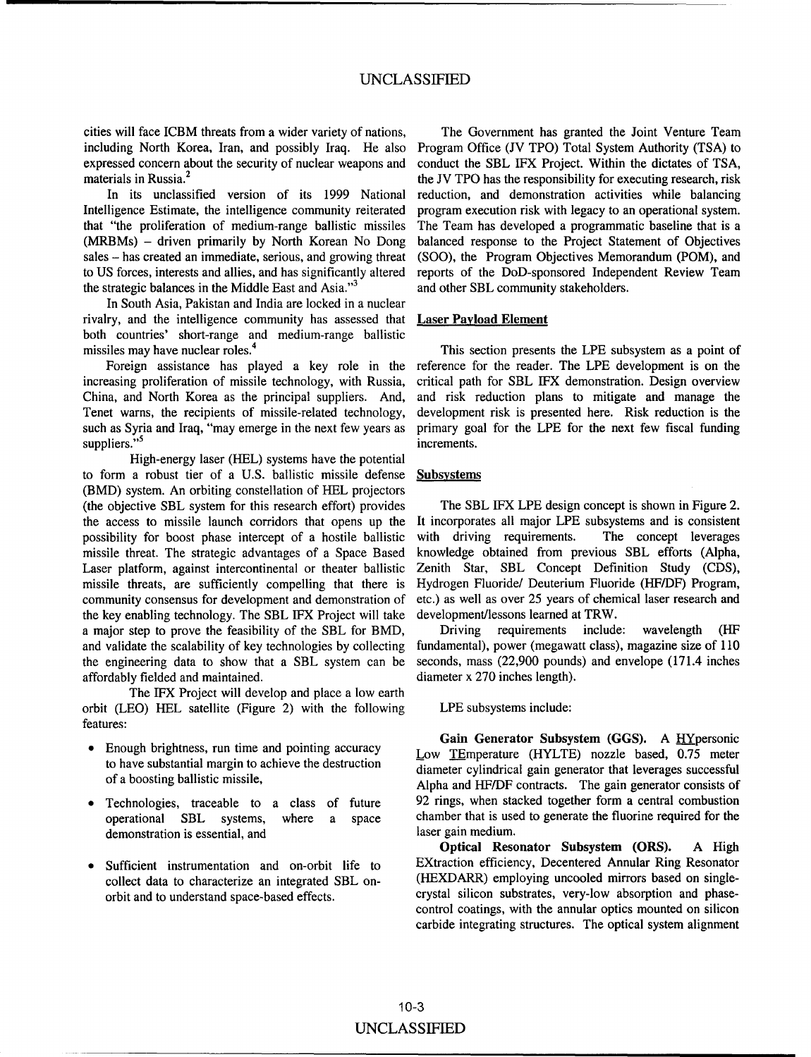cities will face ICBM threats from a wider variety of nations, including North Korea, Iran, and possibly Iraq. He also expressed concern about the security of nuclear weapons and materials in Russia.[2]

In its unclassified version of its 1999 National Intelligence Estimate, the intelligence community reiterated that "the proliferation of medium-range ballistic missiles (MRBMs) – driven primarily by North Korean No Dong sales – has created an immediate, serious, and growing threat to US forces, interests and allies, and has significantly altered the strategic balances in the Middle East and Asia."[3]

In South Asia, Pakistan and India are locked in a nuclear rivalry, and the intelligence community has assessed that both countries' short-range and medium-range ballistic missiles may have nuclear roles.[4]

Foreign assistance has played a key role in the increasing proliferation of missile technology, with Russia, China, and North Korea as the principal suppliers. And, Tenet warns, the recipients of missile-related technology, such as Syria and Iraq, "may emerge in the next few years as suppliers."[5]

High-energy laser (HEL) systems have the potential to form a robust tier of a U.S. ballistic missile defense (BMD) system. An orbiting constellation of HEL projectors (the objective SBL system for this research effort) provides the access to missile launch corridors that opens up the possibility for boost phase intercept of a hostile ballistic missile threat. The strategic advantages of a Space Based Laser platform, against intercontinental or theater ballistic missile threats, are sufficiently compelling that there is community consensus for development and demonstration of the key enabling technology. The SBL IFX Project will take a major step to prove the feasibility of the SBL for BMD, and validate the scalability of key technologies by collecting the engineering data to show that a SBL system can be affordably fielded and maintained.

The IFX Project will develop and place a low earth orbit (LEO) HEL satellite (Figure 2) with the following features:

- Enough brightness, run time and pointing accuracy to have substantial margin to achieve the destruction of a boosting ballistic missile,
- Technologies, traceable to a class of future operational SBL systems, where a space demonstration is essential, and
- Sufficient instrumentation and on-orbit life to collect data to characterize an integrated SBL on-orbit and to understand space-based effects.

The Government has granted the Joint Venture Team Program Office (JV TPO) Total System Authority (TSA) to conduct the SBL IFX Project. Within the dictates of TSA, the JV TPO has the responsibility for executing research, risk reduction, and demonstration activities while balancing program execution risk with legacy to an operational system. The Team has developed a programmatic baseline that is a balanced response to the Project Statement of Objectives (SOO), the Program Objectives Memorandum (POM), and reports of the DoD-sponsored Independent Review Team and other SBL community stakeholders.

## Laser Payload Element

This section presents the LPE subsystem as a point of reference for the reader. The LPE development is on the critical path for SBL IFX demonstration. Design overview and risk reduction plans to mitigate and manage the development risk is presented here. Risk reduction is the primary goal for the LPE for the next few fiscal funding increments.

## Subsystems

The SBL IFX LPE design concept is shown in Figure 2. It incorporates all major LPE subsystems and is consistent with driving requirements. The concept leverages knowledge obtained from previous SBL efforts (Alpha, Zenith Star, SBL Concept Definition Study (CDS), Hydrogen Fluoride/ Deuterium Fluoride (HF/DF) Program, etc.) as well as over 25 years of chemical laser research and development/lessons learned at TRW.

Driving requirements include: wavelength (HF fundamental), power (megawatt class), magazine size of 110 seconds, mass (22,900 pounds) and envelope (171.4 inches diameter x 270 inches length).

LPE subsystems include:

**Gain Generator Subsystem (GGS).** A HYpersonic Low TEmperature (HYLTE) nozzle based, 0.75 meter diameter cylindrical gain generator that leverages successful Alpha and HF/DF contracts. The gain generator consists of 92 rings, when stacked together form a central combustion chamber that is used to generate the fluorine required for the laser gain medium.

**Optical Resonator Subsystem (ORS).** A High EXtraction efficiency, Decentered Annular Ring Resonator (HEXDARR) employing uncooled mirrors based on single-crystal silicon substrates, very-low absorption and phase-control coatings, with the annular optics mounted on silicon carbide integrating structures. The optical system alignment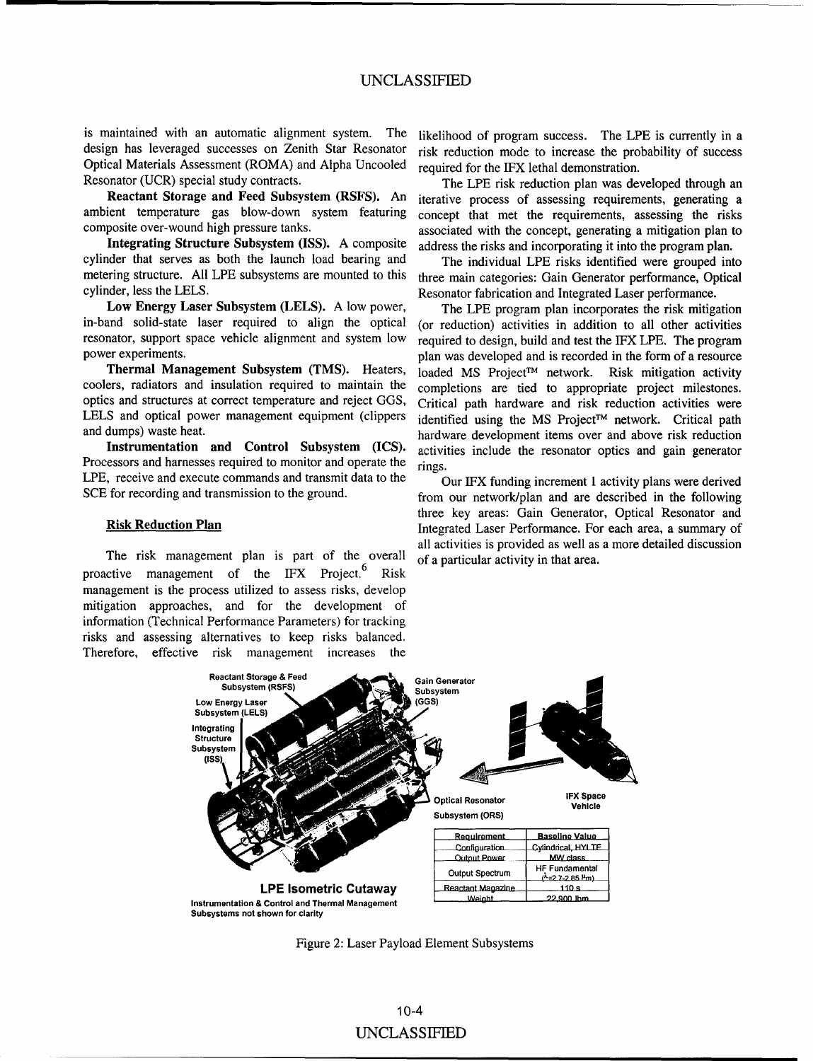is maintained with an automatic alignment system. The design has leveraged successes on Zenith Star Resonator Optical Materials Assessment (ROMA) and Alpha Uncooled Resonator (UCR) special study contracts.

**Reactant Storage and Feed Subsystem (RSFS).** An ambient temperature gas blow-down system featuring composite over-wound high pressure tanks.

**Integrating Structure Subsystem (ISS).** A composite cylinder that serves as both the launch load bearing and metering structure. All LPE subsystems are mounted to this cylinder, less the LELS.

**Low Energy Laser Subsystem (LELS).** A low power, in-band solid-state laser required to align the optical resonator, support space vehicle alignment and system low power experiments.

**Thermal Management Subsystem (TMS).** Heaters, coolers, radiators and insulation required to maintain the optics and structures at correct temperature and reject GGS, LELS and optical power management equipment (clippers and dumps) waste heat.

**Instrumentation and Control Subsystem (ICS).** Processors and harnesses required to monitor and operate the LPE, receive and execute commands and transmit data to the SCE for recording and transmission to the ground.

## Risk Reduction Plan

The risk management plan is part of the overall proactive management of the IFX Project.[6] Risk management is the process utilized to assess risks, develop mitigation approaches, and for the development of information (Technical Performance Parameters) for tracking risks and assessing alternatives to keep risks balanced. Therefore, effective risk management increases the likelihood of program success. The LPE is currently in a risk reduction mode to increase the probability of success required for the IFX lethal demonstration.

The LPE risk reduction plan was developed through an iterative process of assessing requirements, generating a concept that met the requirements, assessing the risks associated with the concept, generating a mitigation plan to address the risks and incorporating it into the program plan.

The individual LPE risks identified were grouped into three main categories: Gain Generator performance, Optical Resonator fabrication and Integrated Laser performance.

The LPE program plan incorporates the risk mitigation (or reduction) activities in addition to all other activities required to design, build and test the IFX LPE. The program plan was developed and is recorded in the form of a resource loaded MS Project™ network. Risk mitigation activity completions are tied to appropriate project milestones. Critical path hardware and risk reduction activities were identified using the MS Project™ network. Critical path hardware development items over and above risk reduction activities include the resonator optics and gain generator rings.

Our IFX funding increment 1 activity plans were derived from our network/plan and are described in the following three key areas: Gain Generator, Optical Resonator and Integrated Laser Performance. For each area, a summary of all activities is provided as well as a more detailed discussion of a particular activity in that area.

Reactant Storage & Feed Subsystem (RSFS)

Low Energy Laser Subsystem (LELS)

Integrating Structure Subsystem (ISS)

Gain Generator Subsystem (GGS)

Optical Resonator Subsystem (ORS)

IFX Space Vehicle

LPE Isometric Cutaway

Instrumentation & Control and Thermal Management Subsystems not shown for clarity

| Requirement | Baseline Value |
|---|---|
| Configuration | Cylindrical, HYLTE |
| Output Power | MW class |
| Output Spectrum | HF Fundamental ($\lambda$=2.7-2.85 $\mu$m) |
| Reactant Magazine | 110 s |
| Weight | 22,900 lbm |

Figure 2: Laser Payload Element Subsystems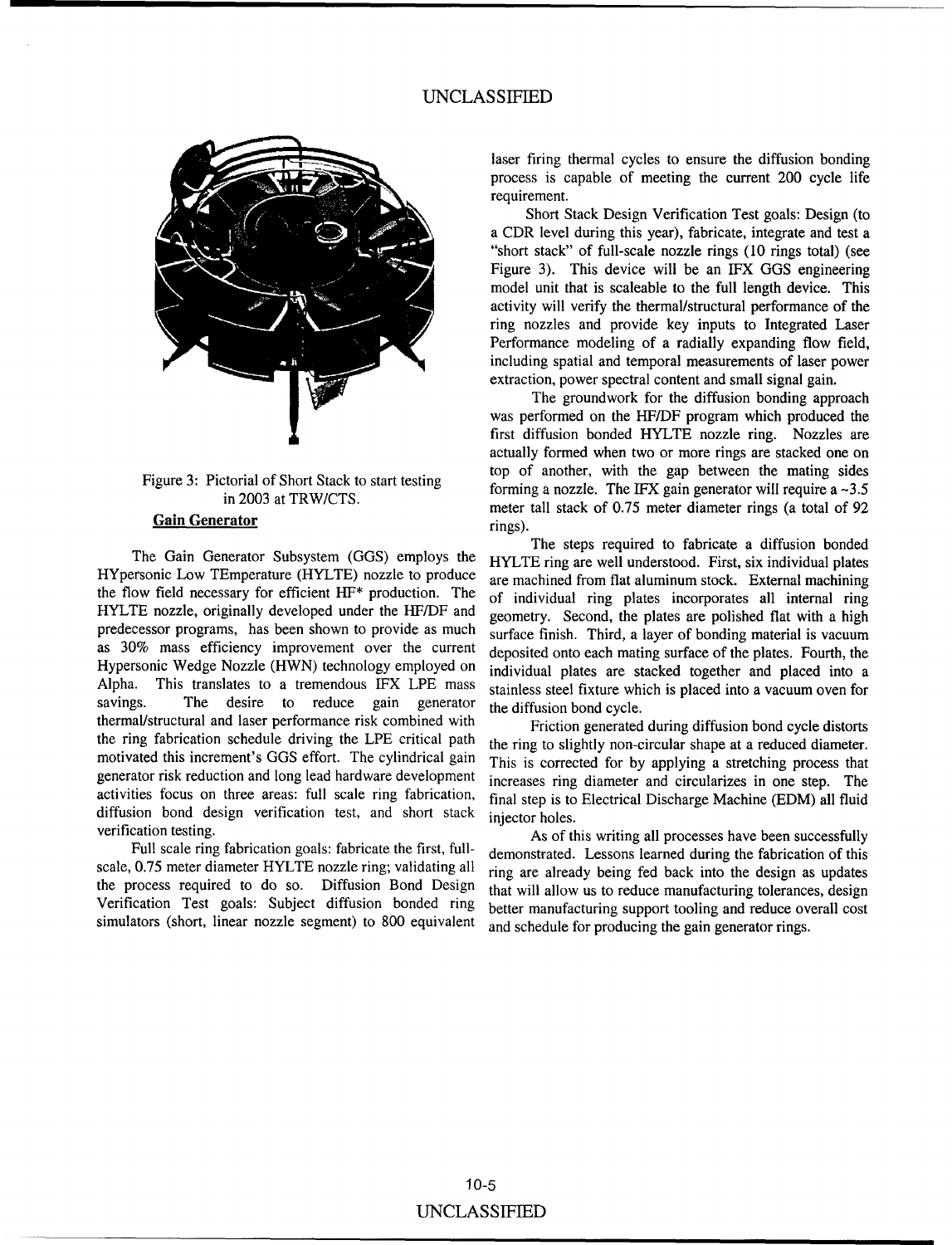Figure 3: Pictorial of Short Stack to start testing in 2003 at TRW/CTS.

## Gain Generator

The Gain Generator Subsystem (GGS) employs the HYpersonic Low TEmperature (HYLTE) nozzle to produce the flow field necessary for efficient HF* production. The HYLTE nozzle, originally developed under the HF/DF and predecessor programs, has been shown to provide as much as 30% mass efficiency improvement over the current Hypersonic Wedge Nozzle (HWN) technology employed on Alpha. This translates to a tremendous IFX LPE mass savings. The desire to reduce gain generator thermal/structural and laser performance risk combined with the ring fabrication schedule driving the LPE critical path motivated this increment's GGS effort. The cylindrical gain generator risk reduction and long lead hardware development activities focus on three areas: full scale ring fabrication, diffusion bond design verification test, and short stack verification testing.

Full scale ring fabrication goals: fabricate the first, full-scale, 0.75 meter diameter HYLTE nozzle ring; validating all the process required to do so. Diffusion Bond Design Verification Test goals: Subject diffusion bonded ring simulators (short, linear nozzle segment) to 800 equivalent laser firing thermal cycles to ensure the diffusion bonding process is capable of meeting the current 200 cycle life requirement.

Short Stack Design Verification Test goals: Design (to a CDR level during this year), fabricate, integrate and test a "short stack" of full-scale nozzle rings (10 rings total) (see Figure 3). This device will be an IFX GGS engineering model unit that is scaleable to the full length device. This activity will verify the thermal/structural performance of the ring nozzles and provide key inputs to Integrated Laser Performance modeling of a radially expanding flow field, including spatial and temporal measurements of laser power extraction, power spectral content and small signal gain.

The groundwork for the diffusion bonding approach was performed on the HF/DF program which produced the first diffusion bonded HYLTE nozzle ring. Nozzles are actually formed when two or more rings are stacked one on top of another, with the gap between the mating sides forming a nozzle. The IFX gain generator will require a ~3.5 meter tall stack of 0.75 meter diameter rings (a total of 92 rings).

The steps required to fabricate a diffusion bonded HYLTE ring are well understood. First, six individual plates are machined from flat aluminum stock. External machining of individual ring plates incorporates all internal ring geometry. Second, the plates are polished flat with a high surface finish. Third, a layer of bonding material is vacuum deposited onto each mating surface of the plates. Fourth, the individual plates are stacked together and placed into a stainless steel fixture which is placed into a vacuum oven for the diffusion bond cycle.

Friction generated during diffusion bond cycle distorts the ring to slightly non-circular shape at a reduced diameter. This is corrected for by applying a stretching process that increases ring diameter and circularizes in one step. The final step is to Electrical Discharge Machine (EDM) all fluid injector holes.

As of this writing all processes have been successfully demonstrated. Lessons learned during the fabrication of this ring are already being fed back into the design as updates that will allow us to reduce manufacturing tolerances, design better manufacturing support tooling and reduce overall cost and schedule for producing the gain generator rings.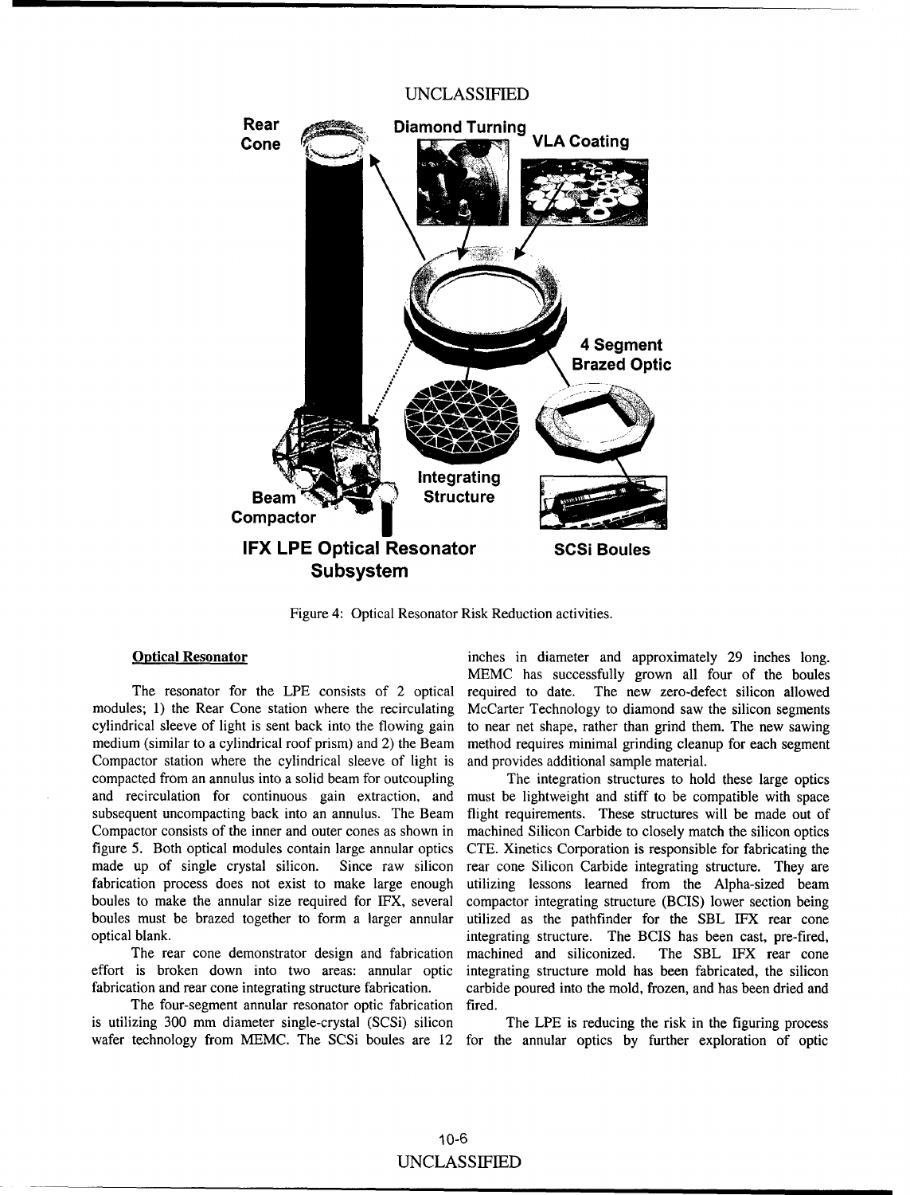Rear Cone

Diamond Turning

VLA Coating

4 Segment Brazed Optic

Integrating Structure

Beam Compactor

IFX LPE Optical Resonator Subsystem

SCSi Boules

Figure 4: Optical Resonator Risk Reduction activities.

**Optical Resonator**

The resonator for the LPE consists of 2 optical modules; 1) the Rear Cone station where the recirculating cylindrical sleeve of light is sent back into the flowing gain medium (similar to a cylindrical roof prism) and 2) the Beam Compactor station where the cylindrical sleeve of light is compacted from an annulus into a solid beam for outcoupling and recirculation for continuous gain extraction, and subsequent uncompacting back into an annulus. The Beam Compactor consists of the inner and outer cones as shown in figure 5. Both optical modules contain large annular optics made up of single crystal silicon. Since raw silicon fabrication process does not exist to make large enough boules to make the annular size required for IFX, several boules must be brazed together to form a larger annular optical blank.

The rear cone demonstrator design and fabrication effort is broken down into two areas: annular optic fabrication and rear cone integrating structure fabrication.

The four-segment annular resonator optic fabrication is utilizing 300 mm diameter single-crystal (SCSi) silicon wafer technology from MEMC. The SCSi boules are 12 inches in diameter and approximately 29 inches long. MEMC has successfully grown all four of the boules required to date. The new zero-defect silicon allowed McCarter Technology to diamond saw the silicon segments to near net shape, rather than grind them. The new sawing method requires minimal grinding cleanup for each segment and provides additional sample material.

The integration structures to hold these large optics must be lightweight and stiff to be compatible with space flight requirements. These structures will be made out of machined Silicon Carbide to closely match the silicon optics CTE. Xinetics Corporation is responsible for fabricating the rear cone Silicon Carbide integrating structure. They are utilizing lessons learned from the Alpha-sized beam compactor integrating structure (BCIS) lower section being utilized as the pathfinder for the SBL IFX rear cone integrating structure. The BCIS has been cast, pre-fired, machined and siliconized. The SBL IFX rear cone integrating structure mold has been fabricated, the silicon carbide poured into the mold, frozen, and has been dried and fired.

The LPE is reducing the risk in the figuring process for the annular optics by further exploration of optic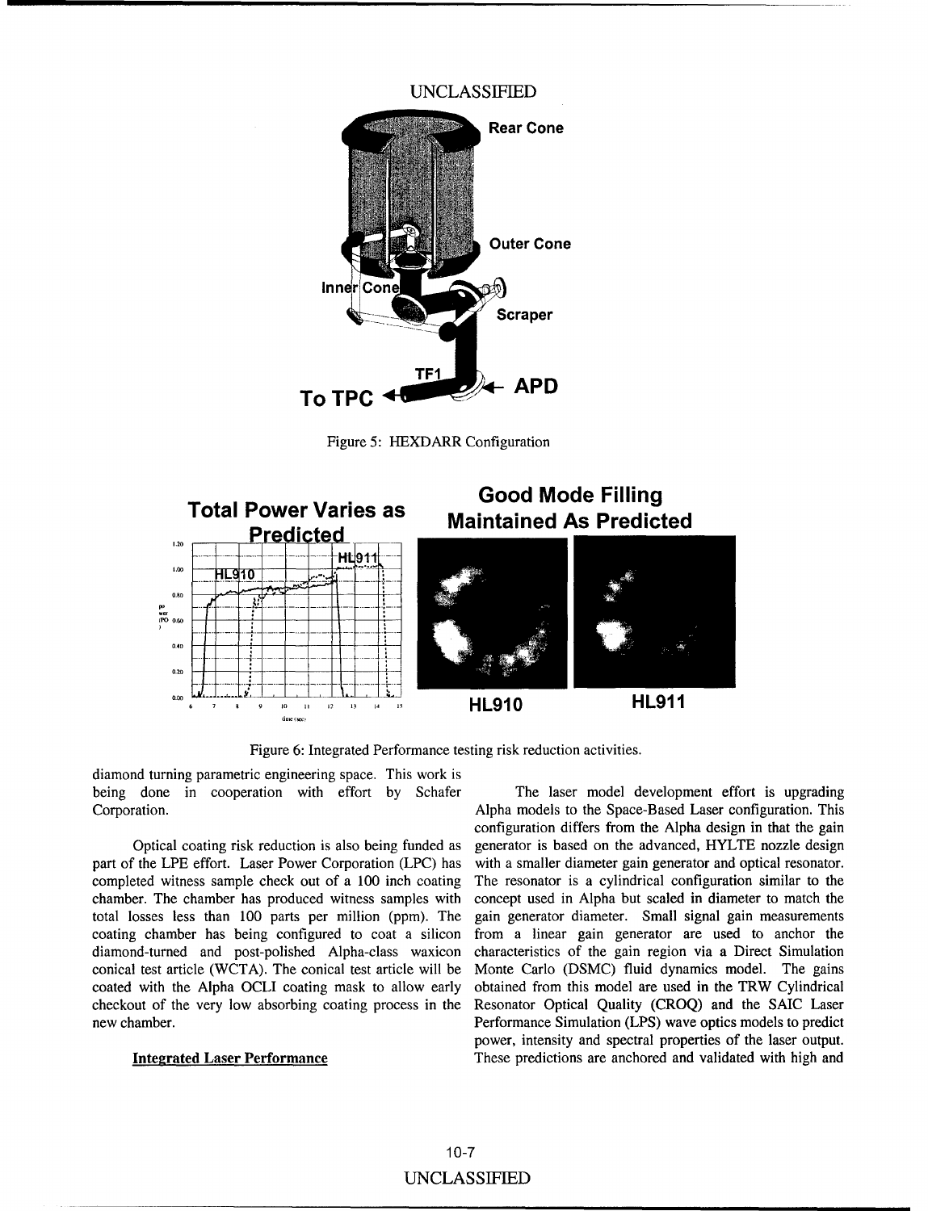Figure 5: HEXDARR Configuration

Figure 6: Integrated Performance testing risk reduction activities.

diamond turning parametric engineering space. This work is being done in cooperation with effort by Schafer Corporation.

Optical coating risk reduction is also being funded as part of the LPE effort. Laser Power Corporation (LPC) has completed witness sample check out of a 100 inch coating chamber. The chamber has produced witness samples with total losses less than 100 parts per million (ppm). The coating chamber has being configured to coat a silicon diamond-turned and post-polished Alpha-class waxicon conical test article (WCTA). The conical test article will be coated with the Alpha OCLI coating mask to allow early checkout of the very low absorbing coating process in the new chamber.

**Integrated Laser Performance**

The laser model development effort is upgrading Alpha models to the Space-Based Laser configuration. This configuration differs from the Alpha design in that the gain generator is based on the advanced, HYLTE nozzle design with a smaller diameter gain generator and optical resonator. The resonator is a cylindrical configuration similar to the concept used in Alpha but scaled in diameter to match the gain generator diameter. Small signal gain measurements from a linear gain generator are used to anchor the characteristics of the gain region via a Direct Simulation Monte Carlo (DSMC) fluid dynamics model. The gains obtained from this model are used in the TRW Cylindrical Resonator Optical Quality (CROQ) and the SAIC Laser Performance Simulation (LPS) wave optics models to predict power, intensity and spectral properties of the laser output. These predictions are anchored and validated with high and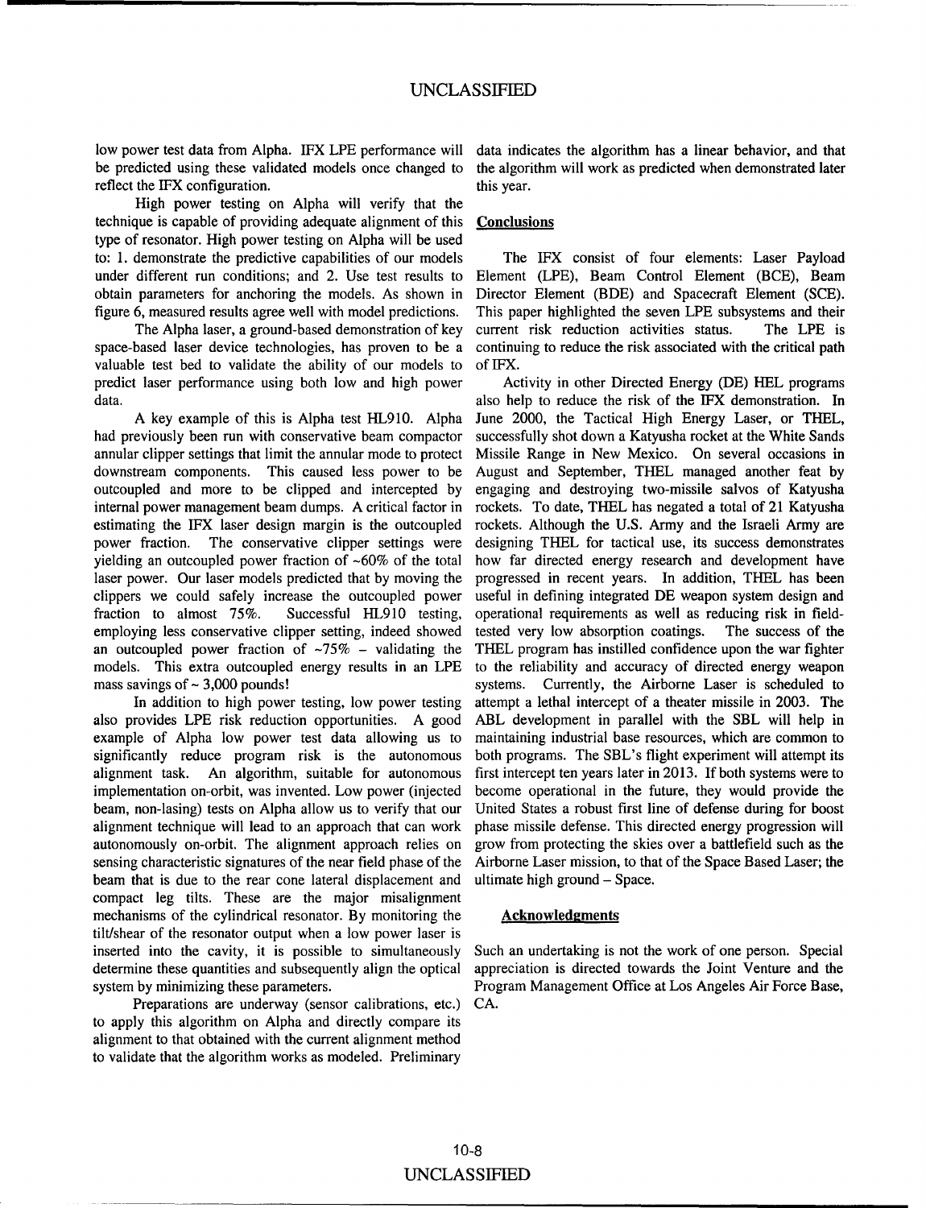low power test data from Alpha. IFX LPE performance will be predicted using these validated models once changed to reflect the IFX configuration.

High power testing on Alpha will verify that the technique is capable of providing adequate alignment of this type of resonator. High power testing on Alpha will be used to: 1. demonstrate the predictive capabilities of our models under different run conditions; and 2. Use test results to obtain parameters for anchoring the models. As shown in figure 6, measured results agree well with model predictions.

The Alpha laser, a ground-based demonstration of key space-based laser device technologies, has proven to be a valuable test bed to validate the ability of our models to predict laser performance using both low and high power data.

A key example of this is Alpha test HL910. Alpha had previously been run with conservative beam compactor annular clipper settings that limit the annular mode to protect downstream components. This caused less power to be outcoupled and more to be clipped and intercepted by internal power management beam dumps. A critical factor in estimating the IFX laser design margin is the outcoupled power fraction. The conservative clipper settings were yielding an outcoupled power fraction of ~60% of the total laser power. Our laser models predicted that by moving the clippers we could safely increase the outcoupled power fraction to almost 75%. Successful HL910 testing, employing less conservative clipper setting, indeed showed an outcoupled power fraction of ~75% – validating the models. This extra outcoupled energy results in an LPE mass savings of ~ 3,000 pounds!

In addition to high power testing, low power testing also provides LPE risk reduction opportunities. A good example of Alpha low power test data allowing us to significantly reduce program risk is the autonomous alignment task. An algorithm, suitable for autonomous implementation on-orbit, was invented. Low power (injected beam, non-lasing) tests on Alpha allow us to verify that our alignment technique will lead to an approach that can work autonomously on-orbit. The alignment approach relies on sensing characteristic signatures of the near field phase of the beam that is due to the rear cone lateral displacement and compact leg tilts. These are the major misalignment mechanisms of the cylindrical resonator. By monitoring the tilt/shear of the resonator output when a low power laser is inserted into the cavity, it is possible to simultaneously determine these quantities and subsequently align the optical system by minimizing these parameters.

Preparations are underway (sensor calibrations, etc.) to apply this algorithm on Alpha and directly compare its alignment to that obtained with the current alignment method to validate that the algorithm works as modeled. Preliminary data indicates the algorithm has a linear behavior, and that the algorithm will work as predicted when demonstrated later this year.

## Conclusions

The IFX consist of four elements: Laser Payload Element (LPE), Beam Control Element (BCE), Beam Director Element (BDE) and Spacecraft Element (SCE). This paper highlighted the seven LPE subsystems and their current risk reduction activities status. The LPE is continuing to reduce the risk associated with the critical path of IFX.

Activity in other Directed Energy (DE) HEL programs also help to reduce the risk of the IFX demonstration. In June 2000, the Tactical High Energy Laser, or THEL, successfully shot down a Katyusha rocket at the White Sands Missile Range in New Mexico. On several occasions in August and September, THEL managed another feat by engaging and destroying two-missile salvos of Katyusha rockets. To date, THEL has negated a total of 21 Katyusha rockets. Although the U.S. Army and the Israeli Army are designing THEL for tactical use, its success demonstrates how far directed energy research and development have progressed in recent years. In addition, THEL has been useful in defining integrated DE weapon system design and operational requirements as well as reducing risk in field-tested very low absorption coatings. The success of the THEL program has instilled confidence upon the war fighter to the reliability and accuracy of directed energy weapon systems. Currently, the Airborne Laser is scheduled to attempt a lethal intercept of a theater missile in 2003. The ABL development in parallel with the SBL will help in maintaining industrial base resources, which are common to both programs. The SBL's flight experiment will attempt its first intercept ten years later in 2013. If both systems were to become operational in the future, they would provide the United States a robust first line of defense during for boost phase missile defense. This directed energy progression will grow from protecting the skies over a battlefield such as the Airborne Laser mission, to that of the Space Based Laser; the ultimate high ground – Space.

## Acknowledgments

Such an undertaking is not the work of one person. Special appreciation is directed towards the Joint Venture and the Program Management Office at Los Angeles Air Force Base, CA.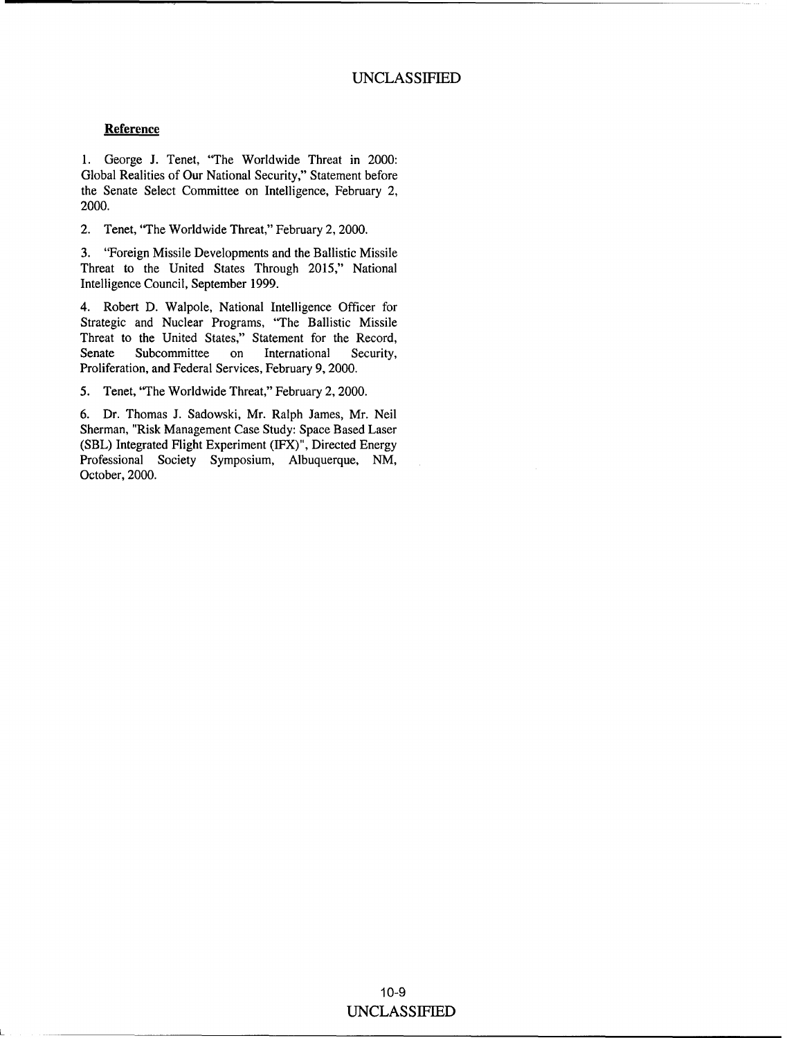**Reference**

1. George J. Tenet, "The Worldwide Threat in 2000: Global Realities of Our National Security," Statement before the Senate Select Committee on Intelligence, February 2, 2000.

2. Tenet, "The Worldwide Threat," February 2, 2000.

3. "Foreign Missile Developments and the Ballistic Missile Threat to the United States Through 2015," National Intelligence Council, September 1999.

4. Robert D. Walpole, National Intelligence Officer for Strategic and Nuclear Programs, "The Ballistic Missile Threat to the United States," Statement for the Record, Senate Subcommittee on International Security, Proliferation, and Federal Services, February 9, 2000.

5. Tenet, "The Worldwide Threat," February 2, 2000.

6. Dr. Thomas J. Sadowski, Mr. Ralph James, Mr. Neil Sherman, "Risk Management Case Study: Space Based Laser (SBL) Integrated Flight Experiment (IFX)", Directed Energy Professional Society Symposium, Albuquerque, NM, October, 2000.